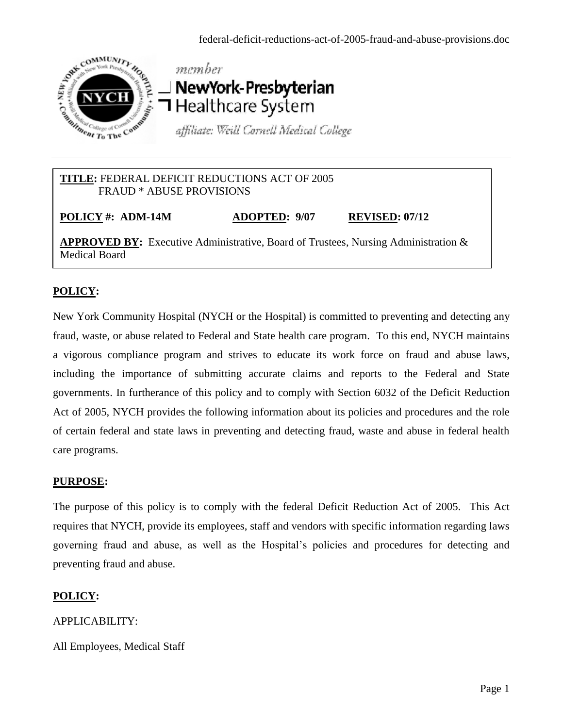member
NewYork-Presbyterian
Healthcare System
affiliate: Weill Cornell Medical College

**TITLE:** FEDERAL DEFICIT REDUCTIONS ACT OF 2005
FRAUD * ABUSE PROVISIONS

**POLICY #: ADM-14M** **ADOPTED: 9/07** **REVISED: 07/12**

**APPROVED BY:** Executive Administrative, Board of Trustees, Nursing Administration & Medical Board

## POLICY:

New York Community Hospital (NYCH or the Hospital) is committed to preventing and detecting any fraud, waste, or abuse related to Federal and State health care program. To this end, NYCH maintains a vigorous compliance program and strives to educate its work force on fraud and abuse laws, including the importance of submitting accurate claims and reports to the Federal and State governments. In furtherance of this policy and to comply with Section 6032 of the Deficit Reduction Act of 2005, NYCH provides the following information about its policies and procedures and the role of certain federal and state laws in preventing and detecting fraud, waste and abuse in federal health care programs.

## PURPOSE:

The purpose of this policy is to comply with the federal Deficit Reduction Act of 2005. This Act requires that NYCH, provide its employees, staff and vendors with specific information regarding laws governing fraud and abuse, as well as the Hospital's policies and procedures for detecting and preventing fraud and abuse.

## POLICY:

APPLICABILITY:

All Employees, Medical Staff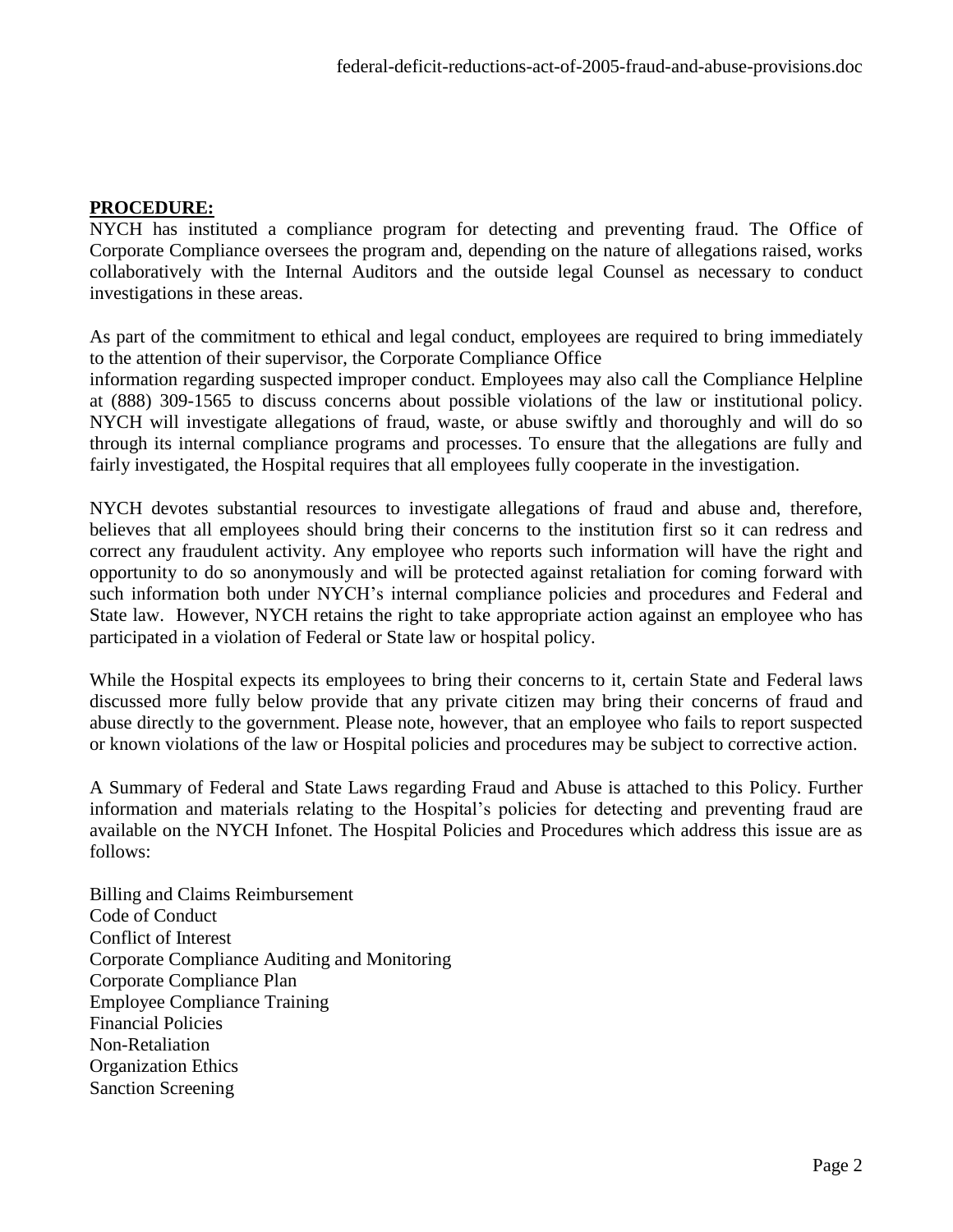**PROCEDURE:**

NYCH has instituted a compliance program for detecting and preventing fraud. The Office of Corporate Compliance oversees the program and, depending on the nature of allegations raised, works collaboratively with the Internal Auditors and the outside legal Counsel as necessary to conduct investigations in these areas.

As part of the commitment to ethical and legal conduct, employees are required to bring immediately to the attention of their supervisor, the Corporate Compliance Office information regarding suspected improper conduct. Employees may also call the Compliance Helpline at (888) 309-1565 to discuss concerns about possible violations of the law or institutional policy. NYCH will investigate allegations of fraud, waste, or abuse swiftly and thoroughly and will do so through its internal compliance programs and processes. To ensure that the allegations are fully and fairly investigated, the Hospital requires that all employees fully cooperate in the investigation.

NYCH devotes substantial resources to investigate allegations of fraud and abuse and, therefore, believes that all employees should bring their concerns to the institution first so it can redress and correct any fraudulent activity. Any employee who reports such information will have the right and opportunity to do so anonymously and will be protected against retaliation for coming forward with such information both under NYCH's internal compliance policies and procedures and Federal and State law. However, NYCH retains the right to take appropriate action against an employee who has participated in a violation of Federal or State law or hospital policy.

While the Hospital expects its employees to bring their concerns to it, certain State and Federal laws discussed more fully below provide that any private citizen may bring their concerns of fraud and abuse directly to the government. Please note, however, that an employee who fails to report suspected or known violations of the law or Hospital policies and procedures may be subject to corrective action.

A Summary of Federal and State Laws regarding Fraud and Abuse is attached to this Policy. Further information and materials relating to the Hospital's policies for detecting and preventing fraud are available on the NYCH Infonet. The Hospital Policies and Procedures which address this issue are as follows:

Billing and Claims Reimbursement
Code of Conduct
Conflict of Interest
Corporate Compliance Auditing and Monitoring
Corporate Compliance Plan
Employee Compliance Training
Financial Policies
Non-Retaliation
Organization Ethics
Sanction Screening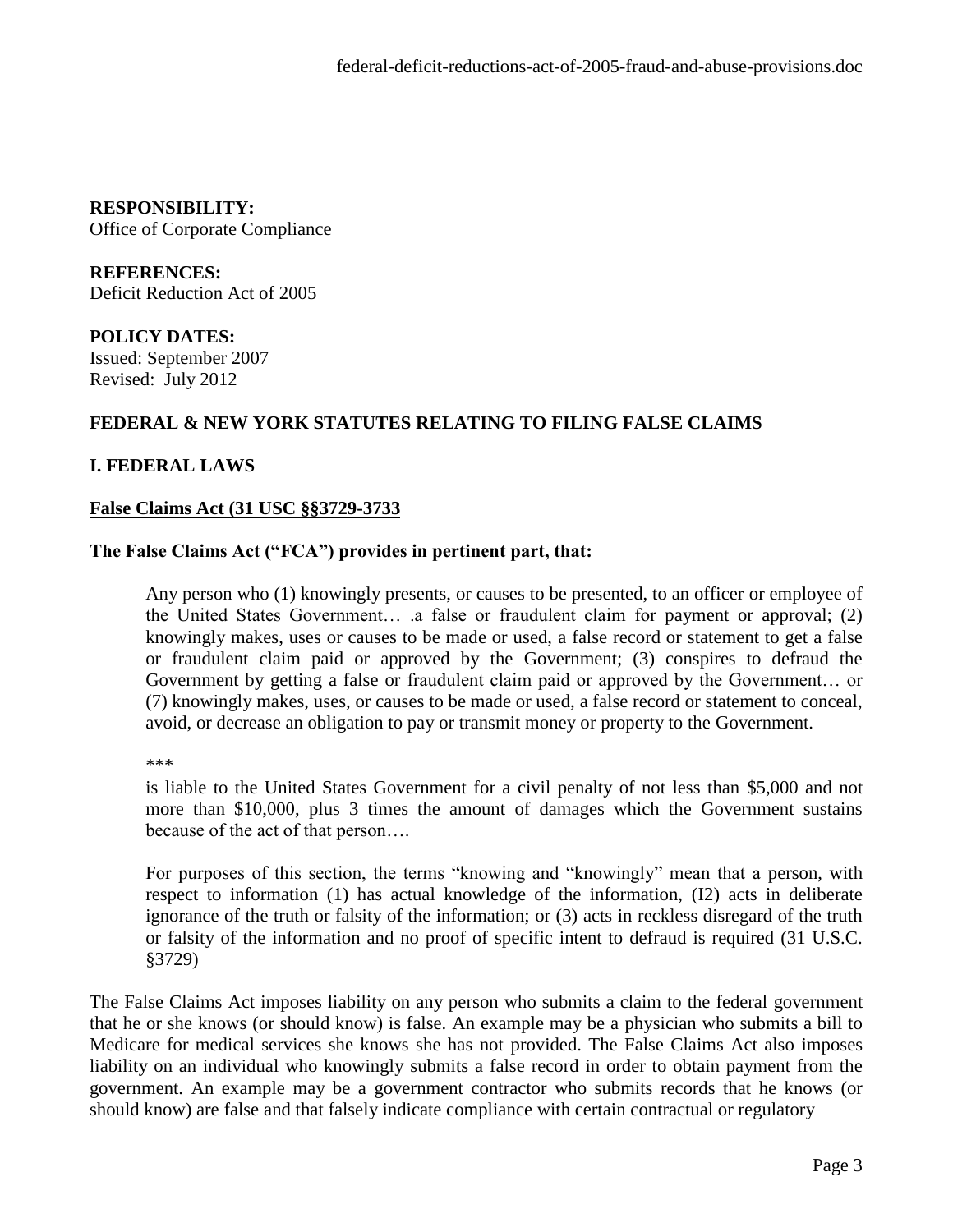**RESPONSIBILITY:**
Office of Corporate Compliance

**REFERENCES:**
Deficit Reduction Act of 2005

**POLICY DATES:**
Issued: September 2007
Revised: July 2012

## FEDERAL & NEW YORK STATUTES RELATING TO FILING FALSE CLAIMS

## I. FEDERAL LAWS

### False Claims Act (31 USC §§3729-3733

**The False Claims Act ("FCA") provides in pertinent part, that:**

> Any person who (1) knowingly presents, or causes to be presented, to an officer or employee of the United States Government… .a false or fraudulent claim for payment or approval; (2) knowingly makes, uses or causes to be made or used, a false record or statement to get a false or fraudulent claim paid or approved by the Government; (3) conspires to defraud the Government by getting a false or fraudulent claim paid or approved by the Government… or (7) knowingly makes, uses, or causes to be made or used, a false record or statement to conceal, avoid, or decrease an obligation to pay or transmit money or property to the Government.
>
> \*\*\*
>
> is liable to the United States Government for a civil penalty of not less than $5,000 and not more than $10,000, plus 3 times the amount of damages which the Government sustains because of the act of that person….
>
> For purposes of this section, the terms "knowing and "knowingly" mean that a person, with respect to information (1) has actual knowledge of the information, (I2) acts in deliberate ignorance of the truth or falsity of the information; or (3) acts in reckless disregard of the truth or falsity of the information and no proof of specific intent to defraud is required (31 U.S.C. §3729)

The False Claims Act imposes liability on any person who submits a claim to the federal government that he or she knows (or should know) is false. An example may be a physician who submits a bill to Medicare for medical services she knows she has not provided. The False Claims Act also imposes liability on an individual who knowingly submits a false record in order to obtain payment from the government. An example may be a government contractor who submits records that he knows (or should know) are false and that falsely indicate compliance with certain contractual or regulatory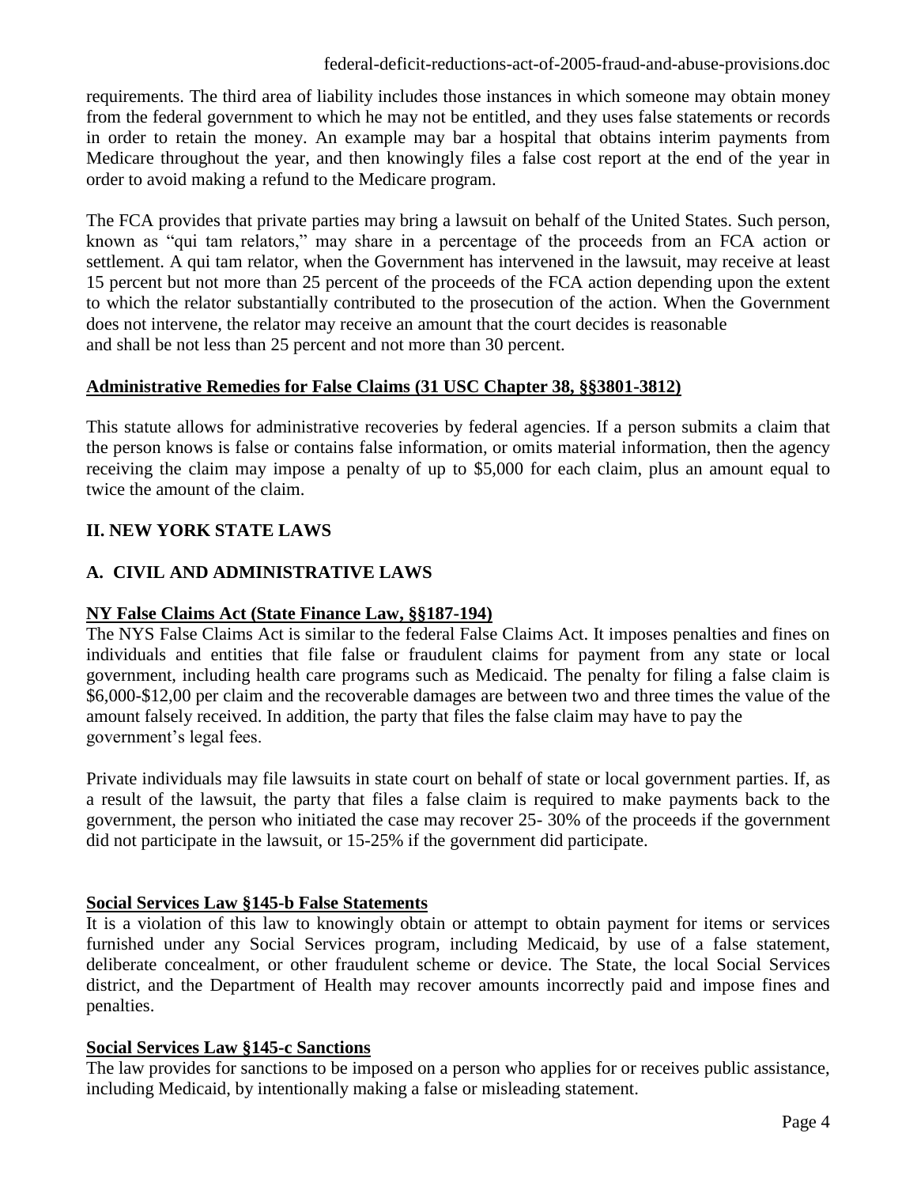requirements. The third area of liability includes those instances in which someone may obtain money from the federal government to which he may not be entitled, and they uses false statements or records in order to retain the money. An example may bar a hospital that obtains interim payments from Medicare throughout the year, and then knowingly files a false cost report at the end of the year in order to avoid making a refund to the Medicare program.

The FCA provides that private parties may bring a lawsuit on behalf of the United States. Such person, known as "qui tam relators," may share in a percentage of the proceeds from an FCA action or settlement. A qui tam relator, when the Government has intervened in the lawsuit, may receive at least 15 percent but not more than 25 percent of the proceeds of the FCA action depending upon the extent to which the relator substantially contributed to the prosecution of the action. When the Government does not intervene, the relator may receive an amount that the court decides is reasonable and shall be not less than 25 percent and not more than 30 percent.

**Administrative Remedies for False Claims (31 USC Chapter 38, §§3801-3812)**

This statute allows for administrative recoveries by federal agencies. If a person submits a claim that the person knows is false or contains false information, or omits material information, then the agency receiving the claim may impose a penalty of up to $5,000 for each claim, plus an amount equal to twice the amount of the claim.

## II. NEW YORK STATE LAWS

### A. CIVIL AND ADMINISTRATIVE LAWS

**NY False Claims Act (State Finance Law, §§187-194)**

The NYS False Claims Act is similar to the federal False Claims Act. It imposes penalties and fines on individuals and entities that file false or fraudulent claims for payment from any state or local government, including health care programs such as Medicaid. The penalty for filing a false claim is $6,000-$12,00 per claim and the recoverable damages are between two and three times the value of the amount falsely received. In addition, the party that files the false claim may have to pay the government's legal fees.

Private individuals may file lawsuits in state court on behalf of state or local government parties. If, as a result of the lawsuit, the party that files a false claim is required to make payments back to the government, the person who initiated the case may recover 25- 30% of the proceeds if the government did not participate in the lawsuit, or 15-25% if the government did participate.

**Social Services Law §145-b False Statements**

It is a violation of this law to knowingly obtain or attempt to obtain payment for items or services furnished under any Social Services program, including Medicaid, by use of a false statement, deliberate concealment, or other fraudulent scheme or device. The State, the local Social Services district, and the Department of Health may recover amounts incorrectly paid and impose fines and penalties.

**Social Services Law §145-c Sanctions**

The law provides for sanctions to be imposed on a person who applies for or receives public assistance, including Medicaid, by intentionally making a false or misleading statement.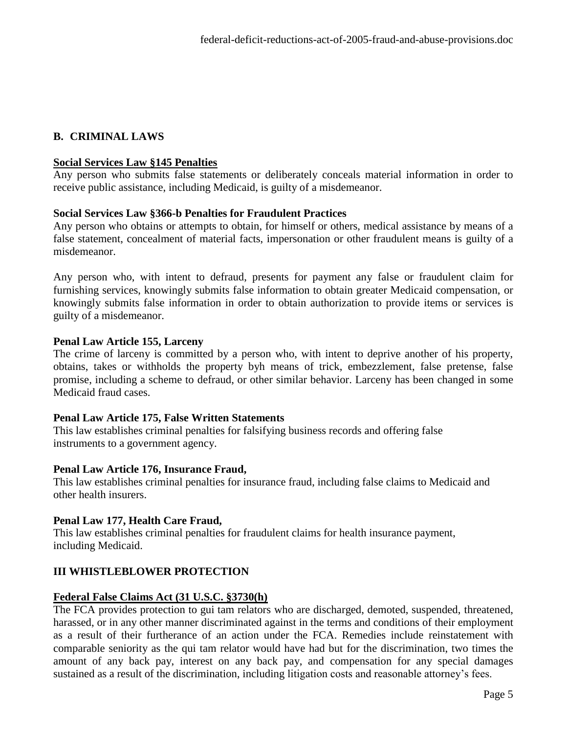## B. CRIMINAL LAWS

**Social Services Law §145 Penalties**

Any person who submits false statements or deliberately conceals material information in order to receive public assistance, including Medicaid, is guilty of a misdemeanor.

**Social Services Law §366-b Penalties for Fraudulent Practices**

Any person who obtains or attempts to obtain, for himself or others, medical assistance by means of a false statement, concealment of material facts, impersonation or other fraudulent means is guilty of a misdemeanor.

Any person who, with intent to defraud, presents for payment any false or fraudulent claim for furnishing services, knowingly submits false information to obtain greater Medicaid compensation, or knowingly submits false information in order to obtain authorization to provide items or services is guilty of a misdemeanor.

**Penal Law Article 155, Larceny**

The crime of larceny is committed by a person who, with intent to deprive another of his property, obtains, takes or withholds the property byh means of trick, embezzlement, false pretense, false promise, including a scheme to defraud, or other similar behavior. Larceny has been changed in some Medicaid fraud cases.

**Penal Law Article 175, False Written Statements**

This law establishes criminal penalties for falsifying business records and offering false instruments to a government agency.

**Penal Law Article 176, Insurance Fraud,**

This law establishes criminal penalties for insurance fraud, including false claims to Medicaid and other health insurers.

**Penal Law 177, Health Care Fraud,**

This law establishes criminal penalties for fraudulent claims for health insurance payment, including Medicaid.

## III WHISTLEBLOWER PROTECTION

**Federal False Claims Act (31 U.S.C. §3730(h)**

The FCA provides protection to gui tam relators who are discharged, demoted, suspended, threatened, harassed, or in any other manner discriminated against in the terms and conditions of their employment as a result of their furtherance of an action under the FCA. Remedies include reinstatement with comparable seniority as the qui tam relator would have had but for the discrimination, two times the amount of any back pay, interest on any back pay, and compensation for any special damages sustained as a result of the discrimination, including litigation costs and reasonable attorney's fees.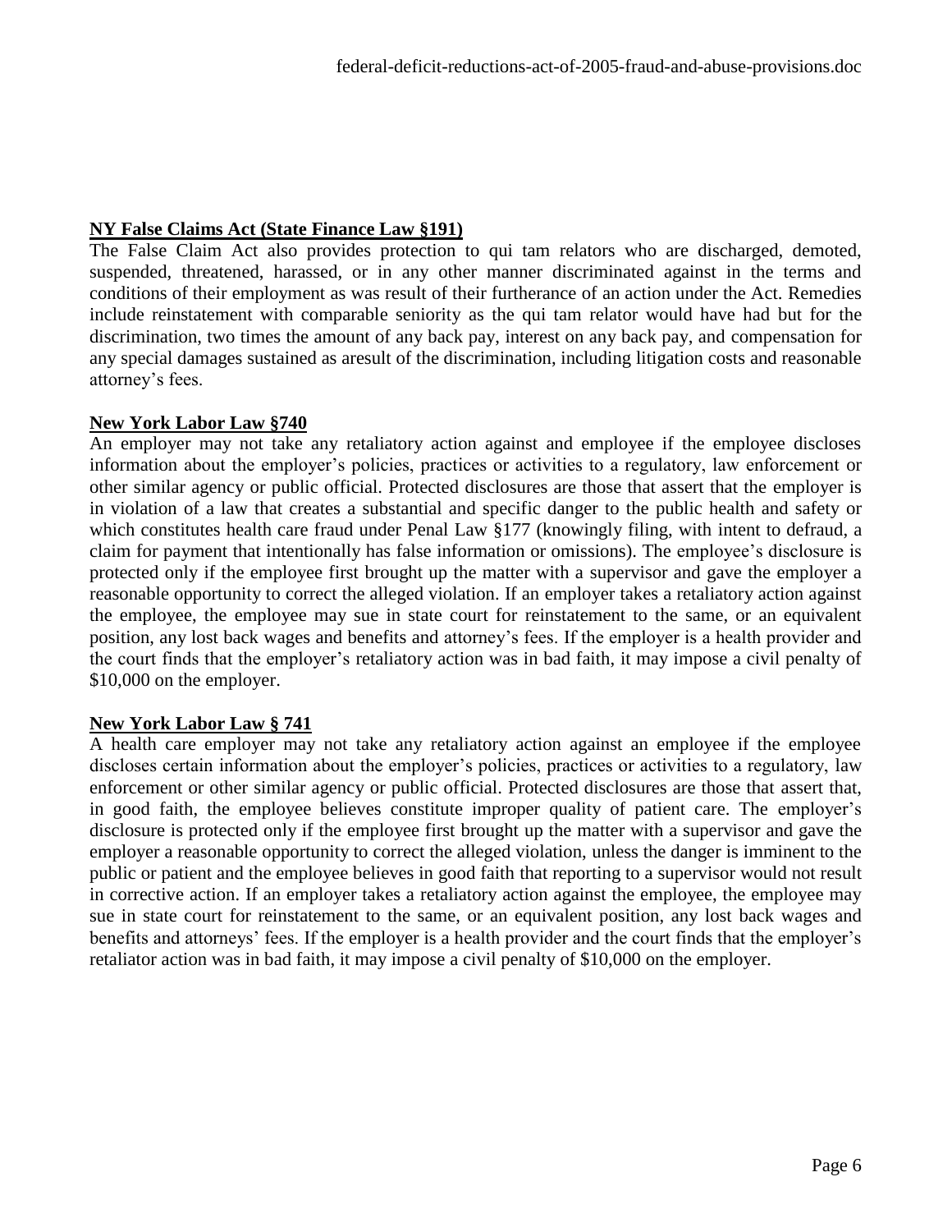**NY False Claims Act (State Finance Law §191)**

The False Claim Act also provides protection to qui tam relators who are discharged, demoted, suspended, threatened, harassed, or in any other manner discriminated against in the terms and conditions of their employment as was result of their furtherance of an action under the Act. Remedies include reinstatement with comparable seniority as the qui tam relator would have had but for the discrimination, two times the amount of any back pay, interest on any back pay, and compensation for any special damages sustained as aresult of the discrimination, including litigation costs and reasonable attorney's fees.

**New York Labor Law §740**

An employer may not take any retaliatory action against and employee if the employee discloses information about the employer's policies, practices or activities to a regulatory, law enforcement or other similar agency or public official. Protected disclosures are those that assert that the employer is in violation of a law that creates a substantial and specific danger to the public health and safety or which constitutes health care fraud under Penal Law §177 (knowingly filing, with intent to defraud, a claim for payment that intentionally has false information or omissions). The employee's disclosure is protected only if the employee first brought up the matter with a supervisor and gave the employer a reasonable opportunity to correct the alleged violation. If an employer takes a retaliatory action against the employee, the employee may sue in state court for reinstatement to the same, or an equivalent position, any lost back wages and benefits and attorney's fees. If the employer is a health provider and the court finds that the employer's retaliatory action was in bad faith, it may impose a civil penalty of $10,000 on the employer.

**New York Labor Law § 741**

A health care employer may not take any retaliatory action against an employee if the employee discloses certain information about the employer's policies, practices or activities to a regulatory, law enforcement or other similar agency or public official. Protected disclosures are those that assert that, in good faith, the employee believes constitute improper quality of patient care. The employer's disclosure is protected only if the employee first brought up the matter with a supervisor and gave the employer a reasonable opportunity to correct the alleged violation, unless the danger is imminent to the public or patient and the employee believes in good faith that reporting to a supervisor would not result in corrective action. If an employer takes a retaliatory action against the employee, the employee may sue in state court for reinstatement to the same, or an equivalent position, any lost back wages and benefits and attorneys' fees. If the employer is a health provider and the court finds that the employer's retaliator action was in bad faith, it may impose a civil penalty of $10,000 on the employer.